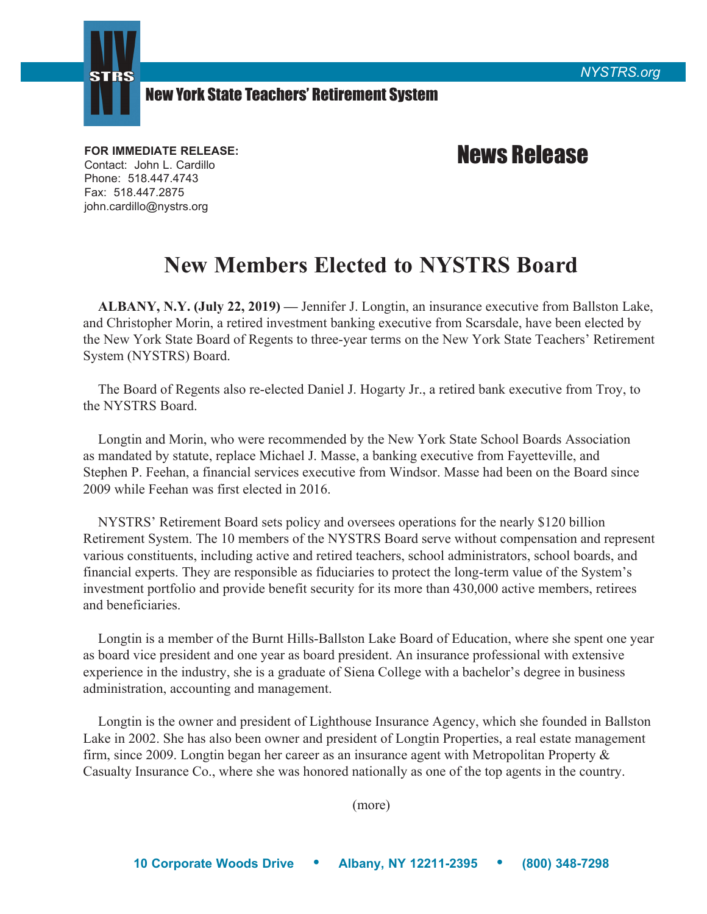**New York State Teachers' Retirement System**

NYSTRS.org

**FOR IMMEDIATE RELEASE:**
Contact: John L. Cardillo
Phone: 518.447.4743
Fax: 518.447.2875
john.cardillo@nystrs.org

## News Release

# New Members Elected to NYSTRS Board

**ALBANY, N.Y. (July 22, 2019) —** Jennifer J. Longtin, an insurance executive from Ballston Lake, and Christopher Morin, a retired investment banking executive from Scarsdale, have been elected by the New York State Board of Regents to three-year terms on the New York State Teachers' Retirement System (NYSTRS) Board.

The Board of Regents also re-elected Daniel J. Hogarty Jr., a retired bank executive from Troy, to the NYSTRS Board.

Longtin and Morin, who were recommended by the New York State School Boards Association as mandated by statute, replace Michael J. Masse, a banking executive from Fayetteville, and Stephen P. Feehan, a financial services executive from Windsor. Masse had been on the Board since 2009 while Feehan was first elected in 2016.

NYSTRS' Retirement Board sets policy and oversees operations for the nearly $120 billion Retirement System. The 10 members of the NYSTRS Board serve without compensation and represent various constituents, including active and retired teachers, school administrators, school boards, and financial experts. They are responsible as fiduciaries to protect the long-term value of the System's investment portfolio and provide benefit security for its more than 430,000 active members, retirees and beneficiaries.

Longtin is a member of the Burnt Hills-Ballston Lake Board of Education, where she spent one year as board vice president and one year as board president. An insurance professional with extensive experience in the industry, she is a graduate of Siena College with a bachelor's degree in business administration, accounting and management.

Longtin is the owner and president of Lighthouse Insurance Agency, which she founded in Ballston Lake in 2002. She has also been owner and president of Longtin Properties, a real estate management firm, since 2009. Longtin began her career as an insurance agent with Metropolitan Property & Casualty Insurance Co., where she was honored nationally as one of the top agents in the country.

(more)

10 Corporate Woods Drive • Albany, NY 12211-2395 • (800) 348-7298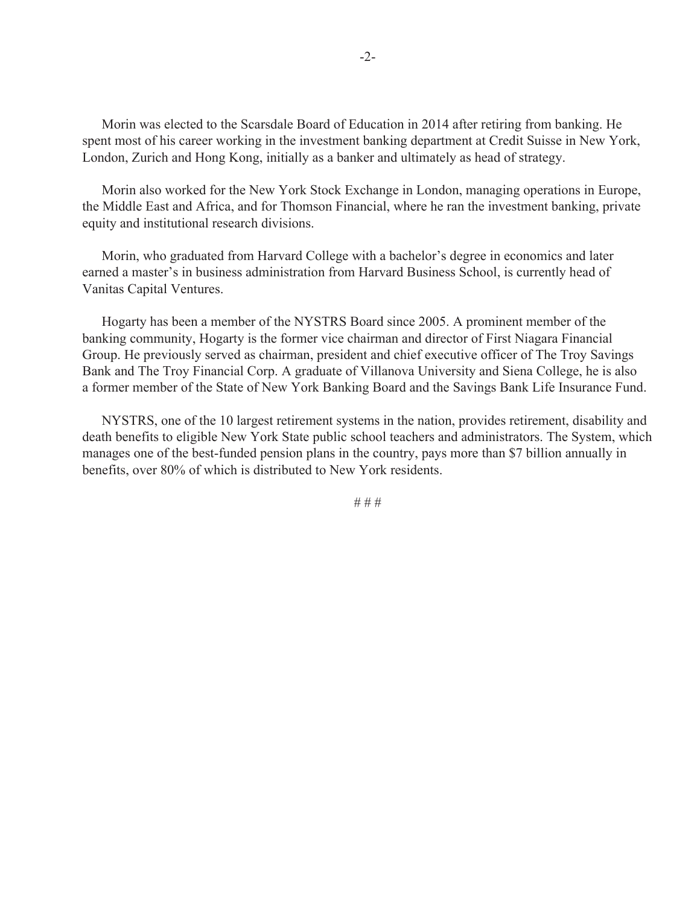Morin was elected to the Scarsdale Board of Education in 2014 after retiring from banking. He spent most of his career working in the investment banking department at Credit Suisse in New York, London, Zurich and Hong Kong, initially as a banker and ultimately as head of strategy.

Morin also worked for the New York Stock Exchange in London, managing operations in Europe, the Middle East and Africa, and for Thomson Financial, where he ran the investment banking, private equity and institutional research divisions.

Morin, who graduated from Harvard College with a bachelor's degree in economics and later earned a master's in business administration from Harvard Business School, is currently head of Vanitas Capital Ventures.

Hogarty has been a member of the NYSTRS Board since 2005. A prominent member of the banking community, Hogarty is the former vice chairman and director of First Niagara Financial Group. He previously served as chairman, president and chief executive officer of The Troy Savings Bank and The Troy Financial Corp. A graduate of Villanova University and Siena College, he is also a former member of the State of New York Banking Board and the Savings Bank Life Insurance Fund.

NYSTRS, one of the 10 largest retirement systems in the nation, provides retirement, disability and death benefits to eligible New York State public school teachers and administrators. The System, which manages one of the best-funded pension plans in the country, pays more than $7 billion annually in benefits, over 80% of which is distributed to New York residents.

# # #